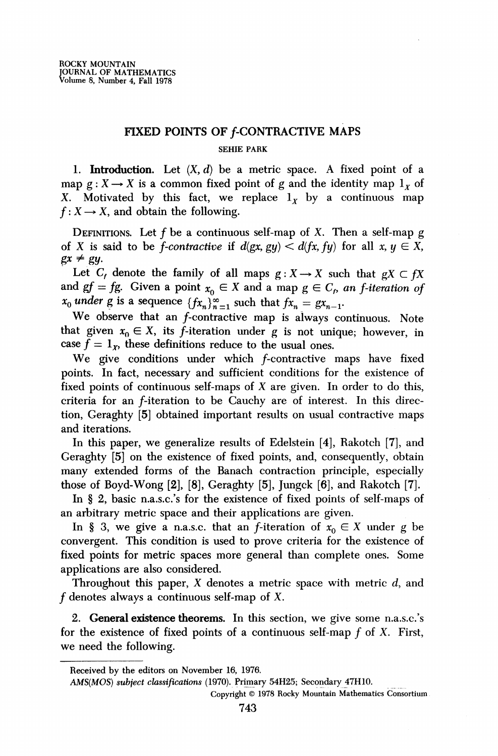# FIXED POINTS OF $f$-CONTRACTIVE MAPS

SEHIE PARK

**1. Introduction.** Let $(X, d)$ be a metric space. A fixed point of a map $g : X \to X$ is a common fixed point of $g$ and the identity map $1_X$ of $X$. Motivated by this fact, we replace $1_X$ by a continuous map $f : X \to X$, and obtain the following.

DEFINITIONS. Let $f$ be a continuous self-map of $X$. Then a self-map $g$ of $X$ is said to be *$f$-contractive* if $d(gx, gy) < d(fx, fy)$ for all $x, y \in X$, $gx \neq gy$.

Let $C_f$ denote the family of all maps $g : X \to X$ such that $gX \subset fX$ and $gf = fg$. Given a point $x_0 \in X$ and a map $g \in C_f$, *an $f$-iteration of $x_0$ under $g$* is a sequence $\{fx_n\}_{n=1}^{\infty}$ such that $fx_n = gx_{n-1}$.

We observe that an $f$-contractive map is always continuous. Note that given $x_0 \in X$, its $f$-iteration under $g$ is not unique; however, in case $f = 1_X$, these definitions reduce to the usual ones.

We give conditions under which $f$-contractive maps have fixed points. In fact, necessary and sufficient conditions for the existence of fixed points of continuous self-maps of $X$ are given. In order to do this, criteria for an $f$-iteration to be Cauchy are of interest. In this direction, Geraghty [5] obtained important results on usual contractive maps and iterations.

In this paper, we generalize results of Edelstein [4], Rakotch [7], and Geraghty [5] on the existence of fixed points, and, consequently, obtain many extended forms of the Banach contraction principle, especially those of Boyd-Wong [2], [8], Geraghty [5], Jungck [6], and Rakotch [7].

In § 2, basic n.a.s.c.'s for the existence of fixed points of self-maps of an arbitrary metric space and their applications are given.

In § 3, we give a n.a.s.c. that an $f$-iteration of $x_0 \in X$ under $g$ be convergent. This condition is used to prove criteria for the existence of fixed points for metric spaces more general than complete ones. Some applications are also considered.

Throughout this paper, $X$ denotes a metric space with metric $d$, and $f$ denotes always a continuous self-map of $X$.

**2. General existence theorems.** In this section, we give some n.a.s.c.'s for the existence of fixed points of a continuous self-map $f$ of $X$. First, we need the following.

---

Received by the editors on November 16, 1976.

AMS(MOS) *subject classifications* (1970). Primary 54H25; Secondary 47H10.

Copyright © 1978 Rocky Mountain Mathematics Consortium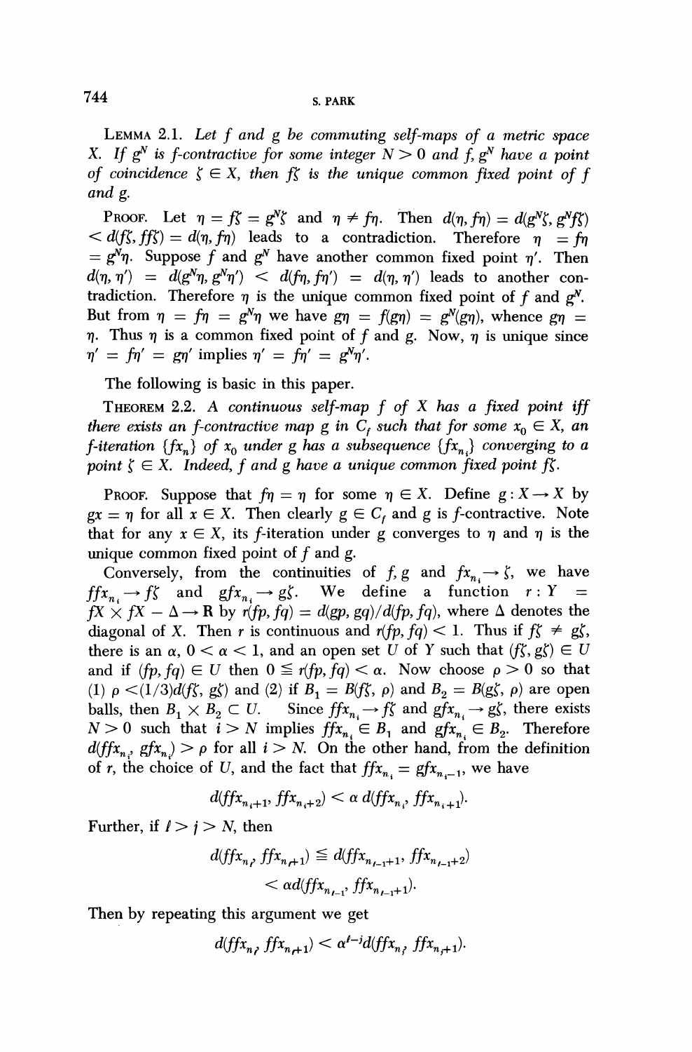LEMMA 2.1. *Let $f$ and $g$ be commuting self-maps of a metric space $X$. If $g^N$ is $f$-contractive for some integer $N > 0$ and $f, g^N$ have a point of coincidence $\zeta \in X$, then $f\zeta$ is the unique common fixed point of $f$ and $g$.*

PROOF. Let $\eta = f\zeta = g^N\zeta$ and $\eta \neq f\eta$. Then $d(\eta, f\eta) = d(g^N\zeta, g^N f\zeta) < d(f\zeta, ff\zeta) = d(\eta, f\eta)$ leads to a contradiction. Therefore $\eta = f\eta = g^N\eta$. Suppose $f$ and $g^N$ have another common fixed point $\eta'$. Then $d(\eta, \eta') = d(g^N\eta, g^N\eta') < d(f\eta, f\eta') = d(\eta, \eta')$ leads to another contradiction. Therefore $\eta$ is the unique common fixed point of $f$ and $g^N$. But from $\eta = f\eta = g^N\eta$ we have $g\eta = f(g\eta) = g^N(g\eta)$, whence $g\eta = \eta$. Thus $\eta$ is a common fixed point of $f$ and $g$. Now, $\eta$ is unique since $\eta' = f\eta' = g\eta'$ implies $\eta' = f\eta' = g^N\eta'$.

The following is basic in this paper.

THEOREM 2.2. *A continuous self-map $f$ of $X$ has a fixed point iff there exists an $f$-contractive map $g$ in $C_f$ such that for some $x_0 \in X$, an $f$-iteration $\{fx_n\}$ of $x_0$ under $g$ has a subsequence $\{fx_{n_i}\}$ converging to a point $\zeta \in X$. Indeed, $f$ and $g$ have a unique common fixed point $f\zeta$.*

PROOF. Suppose that $f\eta = \eta$ for some $\eta \in X$. Define $g : X \to X$ by $gx = \eta$ for all $x \in X$. Then clearly $g \in C_f$ and $g$ is $f$-contractive. Note that for any $x \in X$, its $f$-iteration under $g$ converges to $\eta$ and $\eta$ is the unique common fixed point of $f$ and $g$.

Conversely, from the continuities of $f, g$ and $fx_{n_i} \to \zeta$, we have $ffx_{n_i} \to f\zeta$ and $gfx_{n_i} \to g\zeta$. We define a function $r : Y = fX \times fX - \Delta \to \mathbf{R}$ by $r(fp, fq) = d(gp, gq)/d(fp, fq)$, where $\Delta$ denotes the diagonal of $X$. Then $r$ is continuous and $r(fp, fq) < 1$. Thus if $f\zeta \neq g\zeta$, there is an $\alpha$, $0 < \alpha < 1$, and an open set $U$ of $Y$ such that $(f\zeta, g\zeta) \in U$ and if $(fp, fq) \in U$ then $0 \leqq r(fp, fq) < \alpha$. Now choose $\rho > 0$ so that (1) $\rho < (1/3)d(f\zeta, g\zeta)$ and (2) if $B_1 = B(f\zeta, \rho)$ and $B_2 = B(g\zeta, \rho)$ are open balls, then $B_1 \times B_2 \subset U$. Since $ffx_{n_i} \to f\zeta$ and $gfx_{n_i} \to g\zeta$, there exists $N > 0$ such that $i > N$ implies $ffx_{n_i} \in B_1$ and $gfx_{n_i} \in B_2$. Therefore $d(ffx_{n_i}, gfx_{n_i}) > \rho$ for all $i > N$. On the other hand, from the definition of $r$, the choice of $U$, and the fact that $ffx_{n_i} = gfx_{n_i - 1}$, we have

$$d(ffx_{n_i+1}, ffx_{n_i+2}) < \alpha\, d(ffx_{n_i}, ffx_{n_i+1}).$$

Further, if $\ell > j > N$, then

$$\begin{aligned} d(ffx_{n_\ell}, ffx_{n_\ell+1}) &\leqq d(ffx_{n_{\ell-1}+1}, ffx_{n_{\ell-1}+2}) \\ &< \alpha d(ffx_{n_{\ell-1}}, ffx_{n_{\ell-1}+1}). \end{aligned}$$

Then by repeating this argument we get

$$d(ffx_{n_\ell}, ffx_{n_\ell+1}) < \alpha^{\ell - j} d(ffx_{n_j}, ffx_{n_j+1}).$$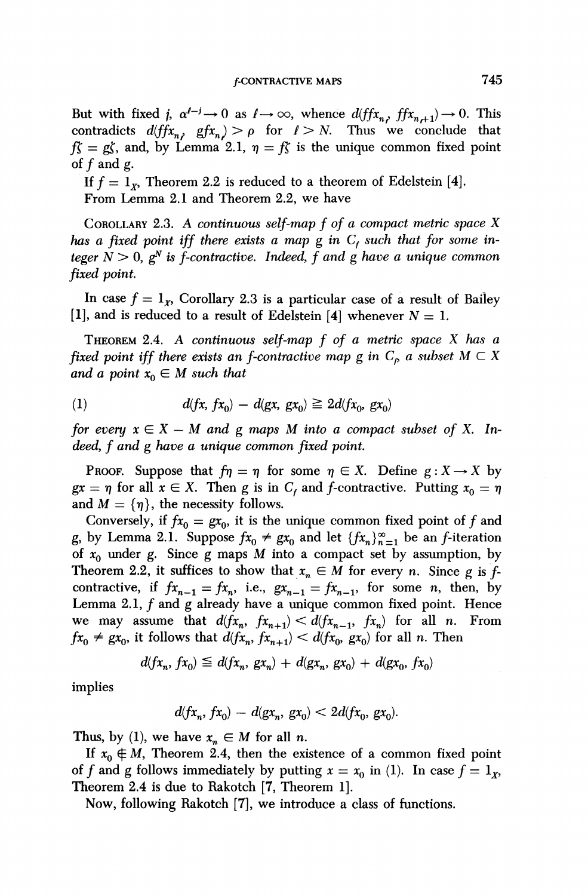But with fixed $j$, $\alpha^{\ell-j} \to 0$ as $\ell \to \infty$, whence $d(ffx_{n_\ell}, ffx_{n_\ell+1}) \to 0$. This contradicts $d(ffx_{n_\ell}, gfx_{n_\ell}) > \rho$ for $\ell > N$. Thus we conclude that $f\zeta = g\zeta$, and, by Lemma 2.1, $\eta = f\zeta$ is the unique common fixed point of $f$ and $g$.

If $f = 1_X$, Theorem 2.2 is reduced to a theorem of Edelstein [4].

From Lemma 2.1 and Theorem 2.2, we have

COROLLARY 2.3. *A continuous self-map $f$ of a compact metric space $X$ has a fixed point iff there exists a map $g$ in $C_f$ such that for some integer $N > 0$, $g^N$ is $f$-contractive. Indeed, $f$ and $g$ have a unique common fixed point.*

In case $f = 1_X$, Corollary 2.3 is a particular case of a result of Bailey [1], and is reduced to a result of Edelstein [4] whenever $N = 1$.

THEOREM 2.4. *A continuous self-map $f$ of a metric space $X$ has a fixed point iff there exists an $f$-contractive map $g$ in $C_f$, a subset $M \subset X$ and a point $x_0 \in M$ such that*

$$d(fx, fx_0) - d(gx, gx_0) \geqq 2d(fx_0, gx_0) \tag{1}$$

*for every $x \in X - M$ and $g$ maps $M$ into a compact subset of $X$. Indeed, $f$ and $g$ have a unique common fixed point.*

PROOF. Suppose that $f\eta = \eta$ for some $\eta \in X$. Define $g : X \to X$ by $gx = \eta$ for all $x \in X$. Then $g$ is in $C_f$ and $f$-contractive. Putting $x_0 = \eta$ and $M = \{\eta\}$, the necessity follows.

Conversely, if $fx_0 = gx_0$, it is the unique common fixed point of $f$ and $g$, by Lemma 2.1. Suppose $fx_0 \neq gx_0$ and let $\{fx_n\}_{n=1}^{\infty}$ be an $f$-iteration of $x_0$ under $g$. Since $g$ maps $M$ into a compact set by assumption, by Theorem 2.2, it suffices to show that $x_n \in M$ for every $n$. Since $g$ is $f$-contractive, if $fx_{n-1} = fx_n$, i.e., $gx_{n-1} = fx_{n-1}$, for some $n$, then, by Lemma 2.1, $f$ and $g$ already have a unique common fixed point. Hence we may assume that $d(fx_n, fx_{n+1}) < d(fx_{n-1}, fx_n)$ for all $n$. From $fx_0 \neq gx_0$, it follows that $d(fx_n, fx_{n+1}) < d(fx_0, gx_0)$ for all $n$. Then

$$d(fx_n, fx_0) \leqq d(fx_n, gx_n) + d(gx_n, gx_0) + d(gx_0, fx_0)$$

implies

$$d(fx_n, fx_0) - d(gx_n, gx_0) < 2d(fx_0, gx_0).$$

Thus, by (1), we have $x_n \in M$ for all $n$.

If $x_0 \notin M$, Theorem 2.4, then the existence of a common fixed point of $f$ and $g$ follows immediately by putting $x = x_0$ in (1). In case $f = 1_X$, Theorem 2.4 is due to Rakotch [7, Theorem 1].

Now, following Rakotch [7], we introduce a class of functions.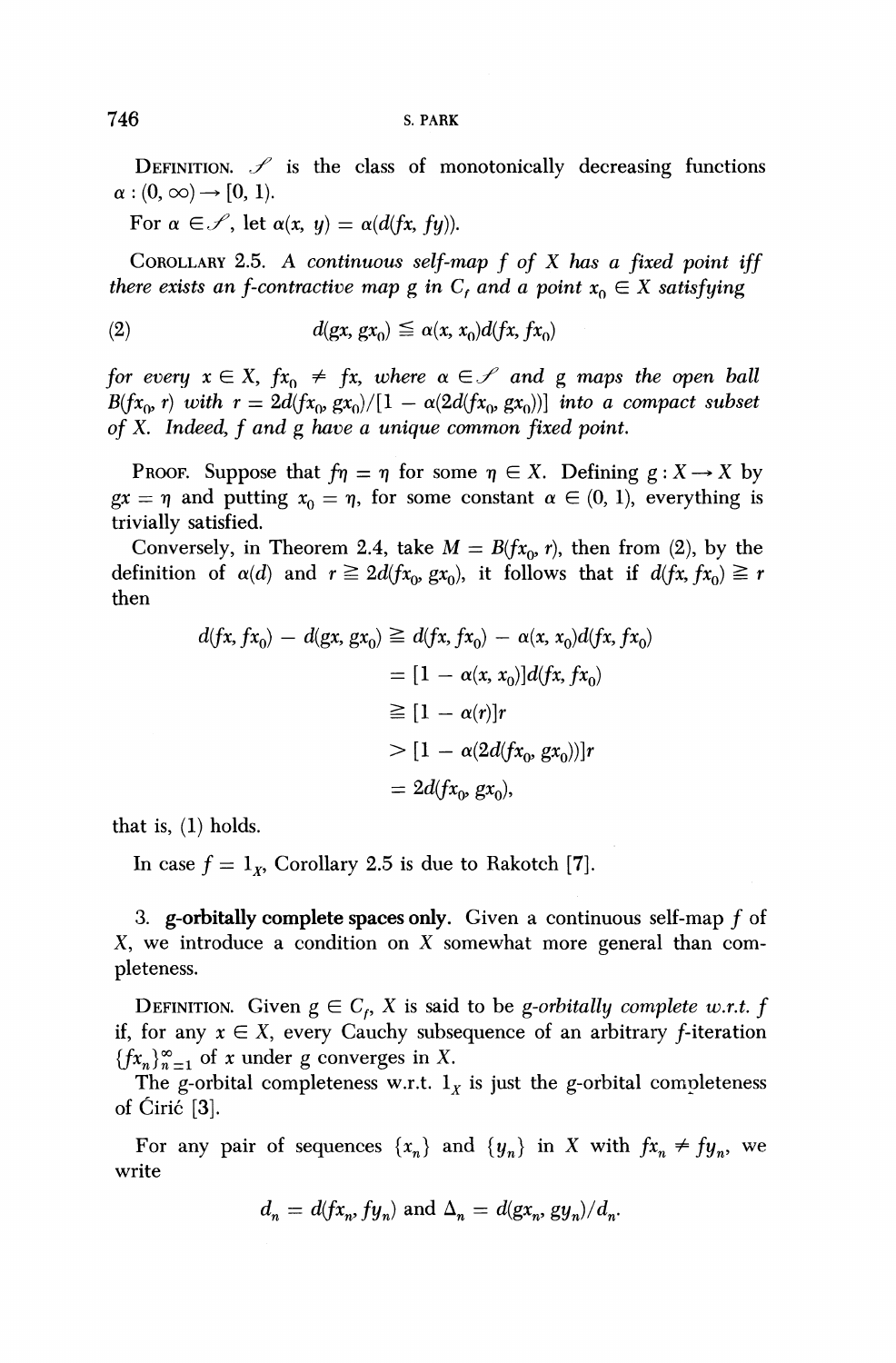DEFINITION. $\mathscr{S}$ is the class of monotonically decreasing functions $\alpha : (0, \infty) \to [0, 1)$.

For $\alpha \in \mathscr{S}$, let $\alpha(x, y) = \alpha(d(fx, fy))$.

COROLLARY 2.5. *A continuous self-map $f$ of $X$ has a fixed point iff there exists an $f$-contractive map $g$ in $C_f$ and a point $x_0 \in X$ satisfying*

$$d(gx, gx_0) \leqq \alpha(x, x_0) d(fx, fx_0) \tag{2}$$

*for every $x \in X$, $fx_0 \neq fx$, where $\alpha \in \mathscr{S}$ and $g$ maps the open ball $B(fx_0, r)$ with $r = 2d(fx_0, gx_0)/[1 - \alpha(2d(fx_0, gx_0))]$ into a compact subset of $X$. Indeed, $f$ and $g$ have a unique common fixed point.*

PROOF. Suppose that $f\eta = \eta$ for some $\eta \in X$. Defining $g : X \to X$ by $gx = \eta$ and putting $x_0 = \eta$, for some constant $\alpha \in (0, 1)$, everything is trivially satisfied.

Conversely, in Theorem 2.4, take $M = B(fx_0, r)$, then from (2), by the definition of $\alpha(d)$ and $r \geqq 2d(fx_0, gx_0)$, it follows that if $d(fx, fx_0) \geqq r$ then

$$\begin{aligned}
d(fx, fx_0) - d(gx, gx_0) &\geqq d(fx, fx_0) - \alpha(x, x_0) d(fx, fx_0) \\
&= [1 - \alpha(x, x_0)] d(fx, fx_0) \\
&\geqq [1 - \alpha(r)] r \\
&> [1 - \alpha(2d(fx_0, gx_0))] r \\
&= 2d(fx_0, gx_0),
\end{aligned}$$

that is, (1) holds.

In case $f = 1_X$, Corollary 2.5 is due to Rakotch [7].

## 3. g-orbitally complete spaces only.

Given a continuous self-map $f$ of $X$, we introduce a condition on $X$ somewhat more general than completeness.

DEFINITION. Given $g \in C_f$, $X$ is said to be *g-orbitally complete w.r.t. $f$* if, for any $x \in X$, every Cauchy subsequence of an arbitrary $f$-iteration $\{fx_n\}_{n=1}^{\infty}$ of $x$ under $g$ converges in $X$.

The $g$-orbital completeness w.r.t. $1_X$ is just the $g$-orbital completeness of Ćirić [3].

For any pair of sequences $\{x_n\}$ and $\{y_n\}$ in $X$ with $fx_n \neq fy_n$, we write

$$d_n = d(fx_n, fy_n) \text{ and } \Delta_n = d(gx_n, gy_n)/d_n.$$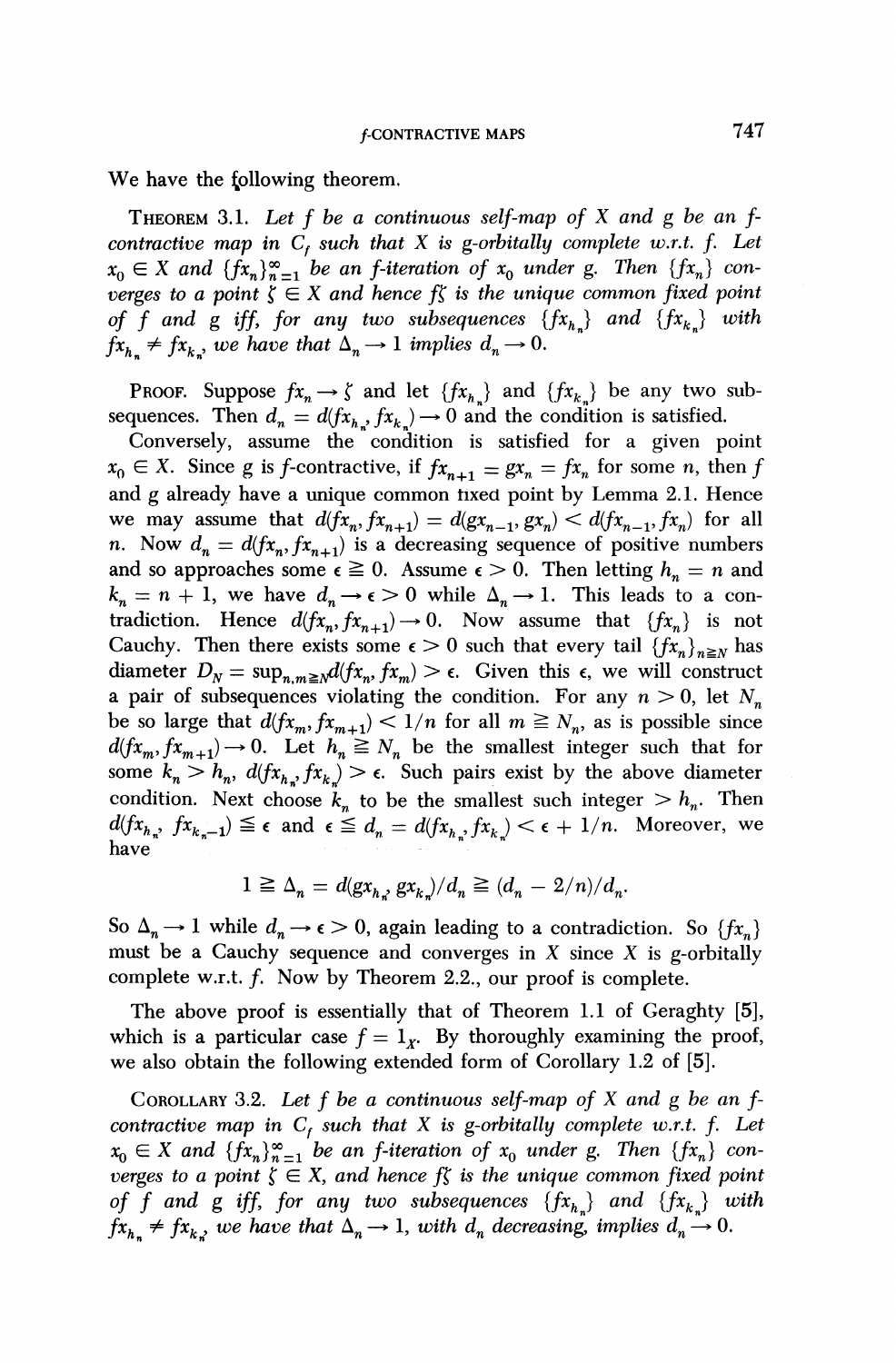We have the following theorem.

THEOREM 3.1. *Let $f$ be a continuous self-map of $X$ and $g$ be an $f$-contractive map in $C_f$ such that $X$ is $g$-orbitally complete w.r.t. $f$. Let $x_0 \in X$ and $\{fx_n\}_{n=1}^{\infty}$ be an $f$-iteration of $x_0$ under $g$. Then $\{fx_n\}$ converges to a point $\zeta \in X$ and hence $f\zeta$ is the unique common fixed point of $f$ and $g$ iff, for any two subsequences $\{fx_{h_n}\}$ and $\{fx_{k_n}\}$ with $fx_{h_n} \neq fx_{k_n}$, we have that $\Delta_n \to 1$ implies $d_n \to 0$.*

PROOF. Suppose $fx_n \to \zeta$ and let $\{fx_{h_n}\}$ and $\{fx_{k_n}\}$ be any two subsequences. Then $d_n = d(fx_{h_n}, fx_{k_n}) \to 0$ and the condition is satisfied.

Conversely, assume the condition is satisfied for a given point $x_0 \in X$. Since $g$ is $f$-contractive, if $fx_{n+1} = gx_n = fx_n$ for some $n$, then $f$ and $g$ already have a unique common fixed point by Lemma 2.1. Hence we may assume that $d(fx_n, fx_{n+1}) = d(gx_{n-1}, gx_n) < d(fx_{n-1}, fx_n)$ for all $n$. Now $d_n = d(fx_n, fx_{n+1})$ is a decreasing sequence of positive numbers and so approaches some $\epsilon \geqq 0$. Assume $\epsilon > 0$. Then letting $h_n = n$ and $k_n = n + 1$, we have $d_n \to \epsilon > 0$ while $\Delta_n \to 1$. This leads to a contradiction. Hence $d(fx_n, fx_{n+1}) \to 0$. Now assume that $\{fx_n\}$ is not Cauchy. Then there exists some $\epsilon > 0$ such that every tail $\{fx_n\}_{n \geqq N}$ has diameter $D_N = \sup_{n,m \geqq N} d(fx_n, fx_m) > \epsilon$. Given this $\epsilon$, we will construct a pair of subsequences violating the condition. For any $n > 0$, let $N_n$ be so large that $d(fx_m, fx_{m+1}) < 1/n$ for all $m \geqq N_n$, as is possible since $d(fx_m, fx_{m+1}) \to 0$. Let $h_n \geqq N_n$ be the smallest integer such that for some $k_n > h_n$, $d(fx_{h_n}, fx_{k_n}) > \epsilon$. Such pairs exist by the above diameter condition. Next choose $k_n$ to be the smallest such integer $> h_n$. Then $d(fx_{h_n}, fx_{k_n - 1}) \leqq \epsilon$ and $\epsilon \leqq d_n = d(fx_{h_n}, fx_{k_n}) < \epsilon + 1/n$. Moreover, we have

$$1 \geqq \Delta_n = d(gx_{h_n}, gx_{k_n})/d_n \geqq (d_n - 2/n)/d_n.$$

So $\Delta_n \to 1$ while $d_n \to \epsilon > 0$, again leading to a contradiction. So $\{fx_n\}$ must be a Cauchy sequence and converges in $X$ since $X$ is $g$-orbitally complete w.r.t. $f$. Now by Theorem 2.2., our proof is complete.

The above proof is essentially that of Theorem 1.1 of Geraghty [5], which is a particular case $f = 1_X$. By thoroughly examining the proof, we also obtain the following extended form of Corollary 1.2 of [5].

COROLLARY 3.2. *Let $f$ be a continuous self-map of $X$ and $g$ be an $f$-contractive map in $C_f$ such that $X$ is $g$-orbitally complete w.r.t. $f$. Let $x_0 \in X$ and $\{fx_n\}_{n=1}^{\infty}$ be an $f$-iteration of $x_0$ under $g$. Then $\{fx_n\}$ converges to a point $\zeta \in X$, and hence $f\zeta$ is the unique common fixed point of $f$ and $g$ iff, for any two subsequences $\{fx_{h_n}\}$ and $\{fx_{k_n}\}$ with $fx_{h_n} \neq fx_{k_n}$, we have that $\Delta_n \to 1$, with $d_n$ decreasing, implies $d_n \to 0$.*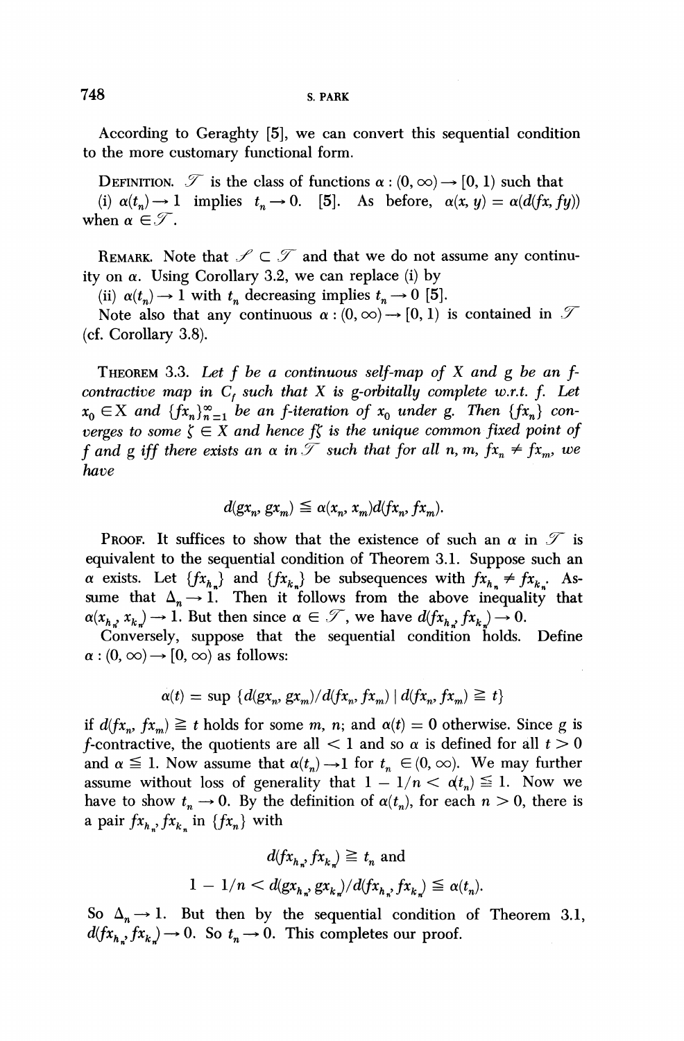According to Geraghty [5], we can convert this sequential condition to the more customary functional form.

DEFINITION. $\mathscr{T}$ is the class of functions $\alpha : (0, \infty) \to [0, 1)$ such that
(i) $\alpha(t_n) \to 1$ implies $t_n \to 0$. [5]. As before, $\alpha(x, y) = \alpha(d(fx, fy))$ when $\alpha \in \mathscr{T}$.

REMARK. Note that $\mathscr{S} \subset \mathscr{T}$ and that we do not assume any continuity on $\alpha$. Using Corollary 3.2, we can replace (i) by
(ii) $\alpha(t_n) \to 1$ with $t_n$ decreasing implies $t_n \to 0$ [5].
Note also that any continuous $\alpha : (0, \infty) \to [0, 1)$ is contained in $\mathscr{T}$ (cf. Corollary 3.8).

THEOREM 3.3. *Let $f$ be a continuous self-map of $X$ and $g$ be an $f$-contractive map in $C_f$ such that $X$ is $g$-orbitally complete w.r.t. $f$. Let $x_0 \in X$ and $\{fx_n\}_{n=1}^{\infty}$ be an $f$-iteration of $x_0$ under $g$. Then $\{fx_n\}$ converges to some $\zeta \in X$ and hence $f\zeta$ is the unique common fixed point of $f$ and $g$ iff there exists an $\alpha$ in $\mathscr{T}$ such that for all $n, m$, $fx_n \neq fx_m$, we have*

$$d(gx_n, gx_m) \leqq \alpha(x_n, x_m) d(fx_n, fx_m).$$

PROOF. It suffices to show that the existence of such an $\alpha$ in $\mathscr{T}$ is equivalent to the sequential condition of Theorem 3.1. Suppose such an $\alpha$ exists. Let $\{fx_{h_n}\}$ and $\{fx_{k_n}\}$ be subsequences with $fx_{h_n} \neq fx_{k_n}$. Assume that $\Delta_n \to 1$. Then it follows from the above inequality that $\alpha(x_{h_n}, x_{k_n}) \to 1$. But then since $\alpha \in \mathscr{T}$, we have $d(fx_{h_n}, fx_{k_n}) \to 0$.

Conversely, suppose that the sequential condition holds. Define $\alpha : (0, \infty) \to [0, \infty)$ as follows:

$$\alpha(t) = \sup \{d(gx_n, gx_m)/d(fx_n, fx_m) \mid d(fx_n, fx_m) \geqq t\}$$

if $d(fx_n, fx_m) \geqq t$ holds for some $m, n$; and $\alpha(t) = 0$ otherwise. Since $g$ is $f$-contractive, the quotients are all $< 1$ and so $\alpha$ is defined for all $t > 0$ and $\alpha \leqq 1$. Now assume that $\alpha(t_n) \to 1$ for $t_n \in (0, \infty)$. We may further assume without loss of generality that $1 - 1/n < \alpha(t_n) \leqq 1$. Now we have to show $t_n \to 0$. By the definition of $\alpha(t_n)$, for each $n > 0$, there is a pair $fx_{h_n}, fx_{k_n}$ in $\{fx_n\}$ with

$$d(fx_{h_n}, fx_{k_n}) \geqq t_n \text{ and}$$
$$1 - 1/n < d(gx_{h_n}, gx_{k_n})/d(fx_{h_n}, fx_{k_n}) \leqq \alpha(t_n).$$

So $\Delta_n \to 1$. But then by the sequential condition of Theorem 3.1, $d(fx_{h_n}, fx_{k_n}) \to 0$. So $t_n \to 0$. This completes our proof.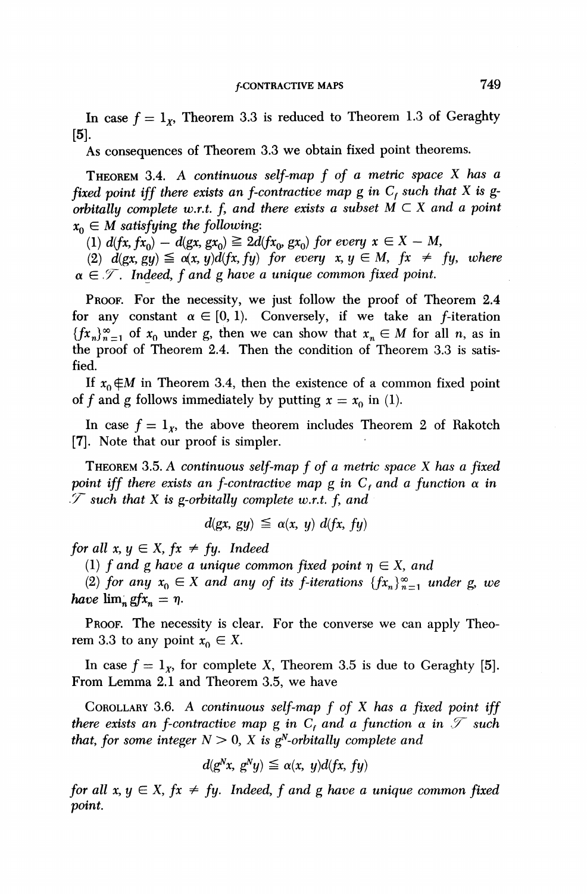In case $f = 1_X$, Theorem 3.3 is reduced to Theorem 1.3 of Geraghty [5].

As consequences of Theorem 3.3 we obtain fixed point theorems.

THEOREM 3.4. *A continuous self-map $f$ of a metric space $X$ has a fixed point iff there exists an $f$-contractive map $g$ in $C_f$ such that $X$ is $g$-orbitally complete w.r.t. $f$, and there exists a subset $M \subset X$ and a point $x_0 \in M$ satisfying the following:*

(1) $d(fx, fx_0) - d(gx, gx_0) \geqq 2d(fx_0, gx_0)$ *for every* $x \in X - M$,

(2) $d(gx, gy) \leqq \alpha(x, y)d(fx, fy)$ *for every* $x, y \in M$, $fx \neq fy$, *where* $\alpha \in \mathcal{T}$. *Indeed, $f$ and $g$ have a unique common fixed point.*

PROOF. For the necessity, we just follow the proof of Theorem 2.4 for any constant $\alpha \in [0, 1)$. Conversely, if we take an $f$-iteration $\{fx_n\}_{n=1}^{\infty}$ of $x_0$ under $g$, then we can show that $x_n \in M$ for all $n$, as in the proof of Theorem 2.4. Then the condition of Theorem 3.3 is satisfied.

If $x_0 \notin M$ in Theorem 3.4, then the existence of a common fixed point of $f$ and $g$ follows immediately by putting $x = x_0$ in (1).

In case $f = 1_X$, the above theorem includes Theorem 2 of Rakotch [7]. Note that our proof is simpler.

THEOREM 3.5. *A continuous self-map $f$ of a metric space $X$ has a fixed point iff there exists an $f$-contractive map $g$ in $C_f$ and a function $\alpha$ in $\mathcal{T}$ such that $X$ is $g$-orbitally complete w.r.t. $f$, and*

$$d(gx, gy) \leqq \alpha(x, y)\, d(fx, fy)$$

*for all $x, y \in X$, $fx \neq fy$. Indeed*

(1) *$f$ and $g$ have a unique common fixed point $\eta \in X$, and*

(2) *for any $x_0 \in X$ and any of its $f$-iterations $\{fx_n\}_{n=1}^{\infty}$ under $g$, we have $\lim_n gfx_n = \eta$.*

PROOF. The necessity is clear. For the converse we can apply Theorem 3.3 to any point $x_0 \in X$.

In case $f = 1_X$, for complete $X$, Theorem 3.5 is due to Geraghty [5]. From Lemma 2.1 and Theorem 3.5, we have

COROLLARY 3.6. *A continuous self-map $f$ of $X$ has a fixed point iff there exists an $f$-contractive map $g$ in $C_f$ and a function $\alpha$ in $\mathcal{T}$ such that, for some integer $N > 0$, $X$ is $g^N$-orbitally complete and*

$$d(g^N x, g^N y) \leqq \alpha(x, y) d(fx, fy)$$

*for all $x, y \in X$, $fx \neq fy$. Indeed, $f$ and $g$ have a unique common fixed point.*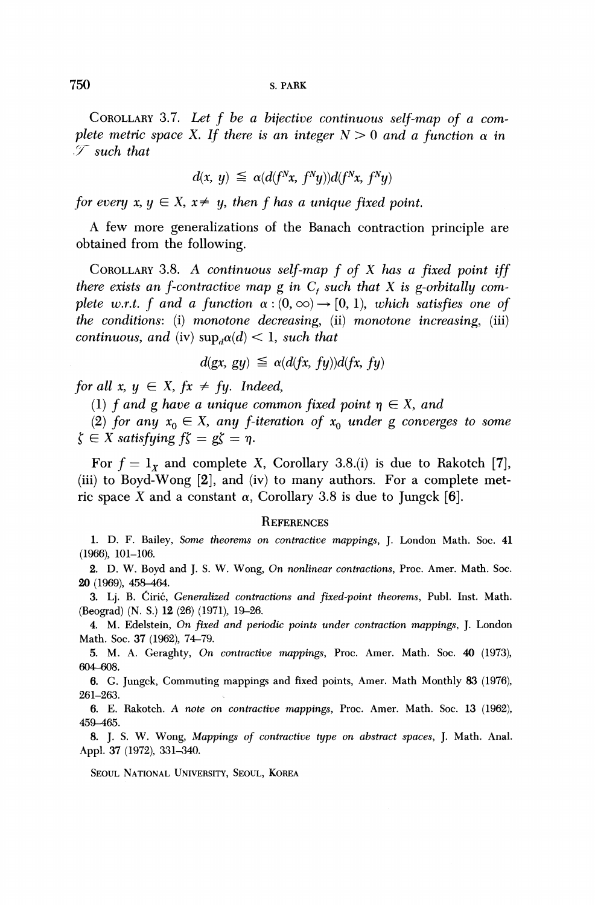COROLLARY 3.7. *Let $f$ be a bijective continuous self-map of a complete metric space $X$. If there is an integer $N > 0$ and a function $\alpha$ in $\mathscr{T}$ such that*

$$d(x, y) \leqq \alpha(d(f^N x, f^N y)) d(f^N x, f^N y)$$

*for every $x, y \in X$, $x \neq y$, then $f$ has a unique fixed point.*

A few more generalizations of the Banach contraction principle are obtained from the following.

COROLLARY 3.8. *A continuous self-map $f$ of $X$ has a fixed point iff there exists an $f$-contractive map $g$ in $C_f$ such that $X$ is $g$-orbitally complete w.r.t. $f$ and a function $\alpha : (0, \infty) \to [0, 1)$, which satisfies one of the conditions: (i) monotone decreasing, (ii) monotone increasing, (iii) continuous, and (iv) $\sup_d \alpha(d) < 1$, such that*

$$d(gx, gy) \leqq \alpha(d(fx, fy)) d(fx, fy)$$

*for all $x, y \in X$, $fx \neq fy$. Indeed,*

*(1) $f$ and $g$ have a unique common fixed point $\eta \in X$, and*

*(2) for any $x_0 \in X$, any $f$-iteration of $x_0$ under $g$ converges to some $\zeta \in X$ satisfying $f\zeta = g\zeta = \eta$.*

For $f = 1_X$ and complete $X$, Corollary 3.8.(i) is due to Rakotch [7], (iii) to Boyd-Wong [2], and (iv) to many authors. For a complete metric space $X$ and a constant $\alpha$, Corollary 3.8 is due to Jungck [6].

## REFERENCES

1. D. F. Bailey, *Some theorems on contractive mappings*, J. London Math. Soc. **41** (1966), 101–106.

2. D. W. Boyd and J. S. W. Wong, *On nonlinear contractions*, Proc. Amer. Math. Soc. **20** (1969), 458–464.

3. Lj. B. Ćirić, *Generalized contractions and fixed-point theorems*, Publ. Inst. Math. (Beograd) (N. S.) **12** (26) (1971), 19–26.

4. M. Edelstein, *On fixed and periodic points under contraction mappings*, J. London Math. Soc. **37** (1962), 74–79.

5. M. A. Geraghty, *On contractive mappings*, Proc. Amer. Math. Soc. **40** (1973), 604–608.

6. G. Jungck, Commuting mappings and fixed points, Amer. Math Monthly **83** (1976), 261–263.

6. E. Rakotch. *A note on contractive mappings*, Proc. Amer. Math. Soc. **13** (1962), 459–465.

8. J. S. W. Wong, *Mappings of contractive type on abstract spaces*, J. Math. Anal. Appl. **37** (1972), 331–340.

SEOUL NATIONAL UNIVERSITY, SEOUL, KOREA